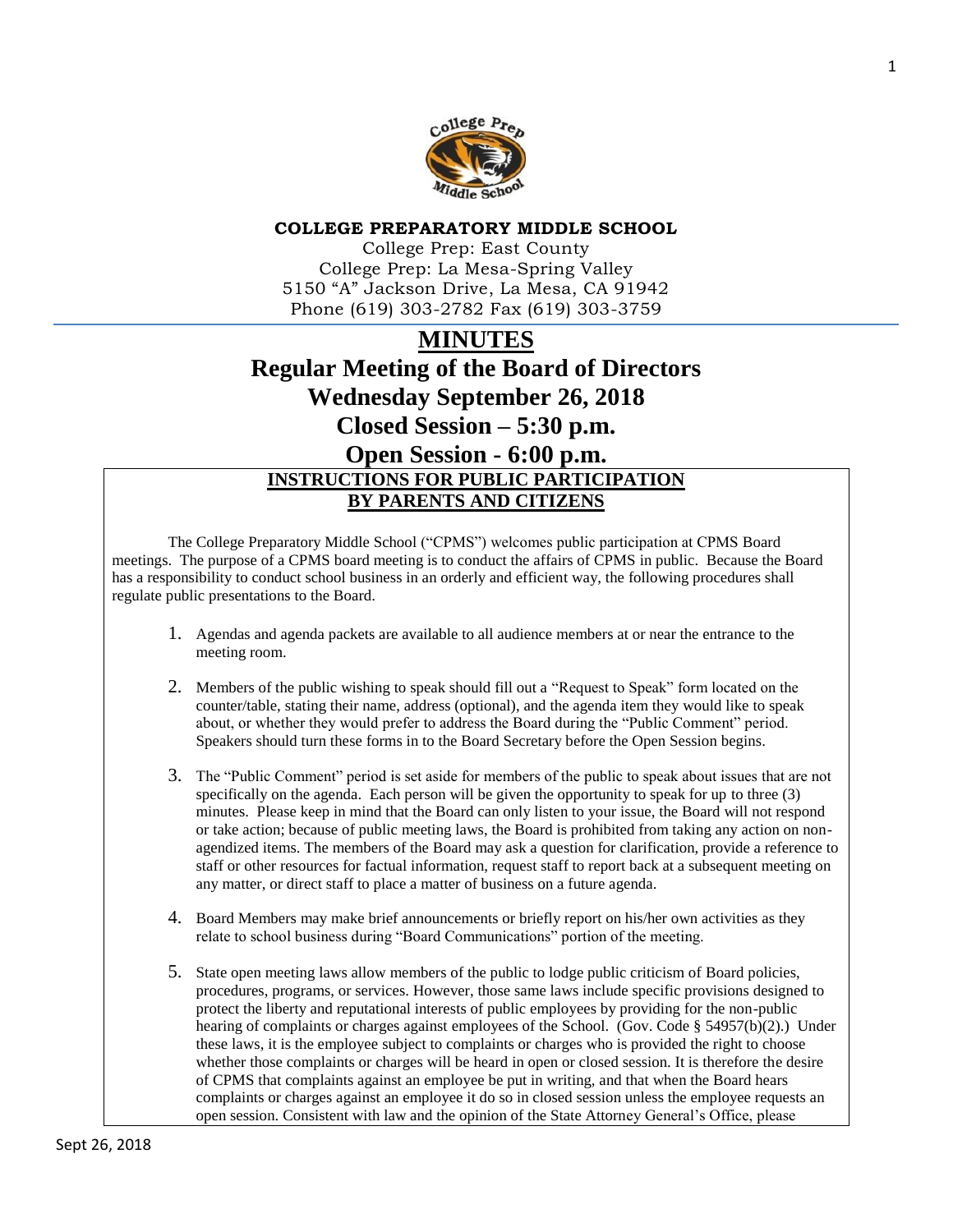**COLLEGE PREPARATORY MIDDLE SCHOOL**

College Prep: East County
College Prep: La Mesa-Spring Valley
5150 "A" Jackson Drive, La Mesa, CA 91942
Phone (619) 303-2782 Fax (619) 303-3759

# MINUTES

# Regular Meeting of the Board of Directors

# Wednesday September 26, 2018

# Closed Session – 5:30 p.m.

# Open Session - 6:00 p.m.

## INSTRUCTIONS FOR PUBLIC PARTICIPATION BY PARENTS AND CITIZENS

The College Preparatory Middle School ("CPMS") welcomes public participation at CPMS Board meetings. The purpose of a CPMS board meeting is to conduct the affairs of CPMS in public. Because the Board has a responsibility to conduct school business in an orderly and efficient way, the following procedures shall regulate public presentations to the Board.

1. Agendas and agenda packets are available to all audience members at or near the entrance to the meeting room.

2. Members of the public wishing to speak should fill out a "Request to Speak" form located on the counter/table, stating their name, address (optional), and the agenda item they would like to speak about, or whether they would prefer to address the Board during the "Public Comment" period. Speakers should turn these forms in to the Board Secretary before the Open Session begins.

3. The "Public Comment" period is set aside for members of the public to speak about issues that are not specifically on the agenda. Each person will be given the opportunity to speak for up to three (3) minutes. Please keep in mind that the Board can only listen to your issue, the Board will not respond or take action; because of public meeting laws, the Board is prohibited from taking any action on non-agendized items. The members of the Board may ask a question for clarification, provide a reference to staff or other resources for factual information, request staff to report back at a subsequent meeting on any matter, or direct staff to place a matter of business on a future agenda.

4. Board Members may make brief announcements or briefly report on his/her own activities as they relate to school business during "Board Communications" portion of the meeting.

5. State open meeting laws allow members of the public to lodge public criticism of Board policies, procedures, programs, or services. However, those same laws include specific provisions designed to protect the liberty and reputational interests of public employees by providing for the non-public hearing of complaints or charges against employees of the School. (Gov. Code § 54957(b)(2).) Under these laws, it is the employee subject to complaints or charges who is provided the right to choose whether those complaints or charges will be heard in open or closed session. It is therefore the desire of CPMS that complaints against an employee be put in writing, and that when the Board hears complaints or charges against an employee it do so in closed session unless the employee requests an open session. Consistent with law and the opinion of the State Attorney General's Office, please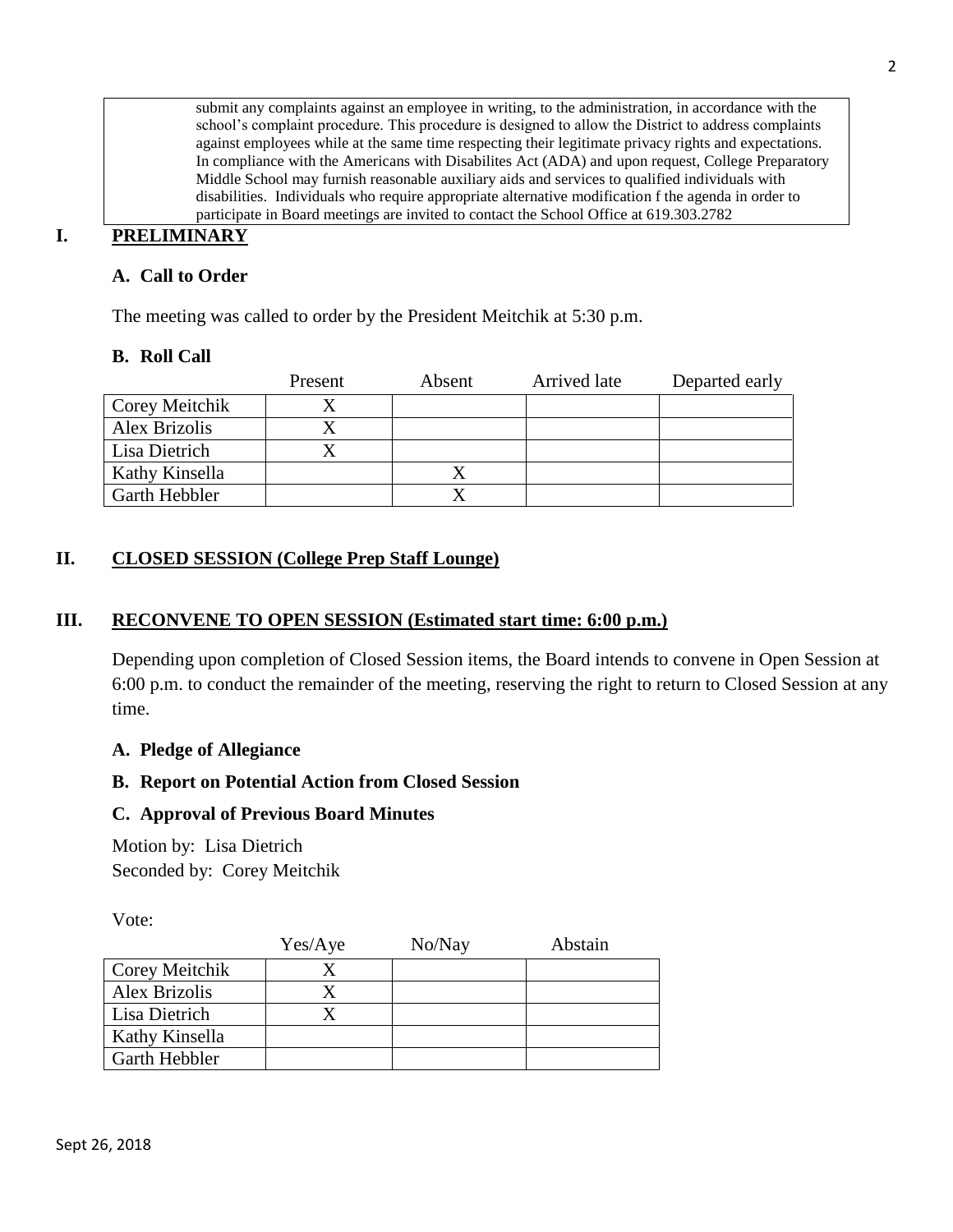submit any complaints against an employee in writing, to the administration, in accordance with the school's complaint procedure. This procedure is designed to allow the District to address complaints against employees while at the same time respecting their legitimate privacy rights and expectations. In compliance with the Americans with Disabilites Act (ADA) and upon request, College Preparatory Middle School may furnish reasonable auxiliary aids and services to qualified individuals with disabilities. Individuals who require appropriate alternative modification f the agenda in order to participate in Board meetings are invited to contact the School Office at 619.303.2782

## I. PRELIMINARY

### A. Call to Order

The meeting was called to order by the President Meitchik at 5:30 p.m.

### B. Roll Call

| | Present | Absent | Arrived late | Departed early |
|---|---|---|---|---|
| Corey Meitchik | X | | | |
| Alex Brizolis | X | | | |
| Lisa Dietrich | X | | | |
| Kathy Kinsella | | X | | |
| Garth Hebbler | | X | | |

## II. CLOSED SESSION (College Prep Staff Lounge)

## III. RECONVENE TO OPEN SESSION (Estimated start time: 6:00 p.m.)

Depending upon completion of Closed Session items, the Board intends to convene in Open Session at 6:00 p.m. to conduct the remainder of the meeting, reserving the right to return to Closed Session at any time.

### A. Pledge of Allegiance

### B. Report on Potential Action from Closed Session

### C. Approval of Previous Board Minutes

Motion by: Lisa Dietrich
Seconded by: Corey Meitchik

Vote:

| | Yes/Aye | No/Nay | Abstain |
|---|---|---|---|
| Corey Meitchik | X | | |
| Alex Brizolis | X | | |
| Lisa Dietrich | X | | |
| Kathy Kinsella | | | |
| Garth Hebbler | | | |

Sept 26, 2018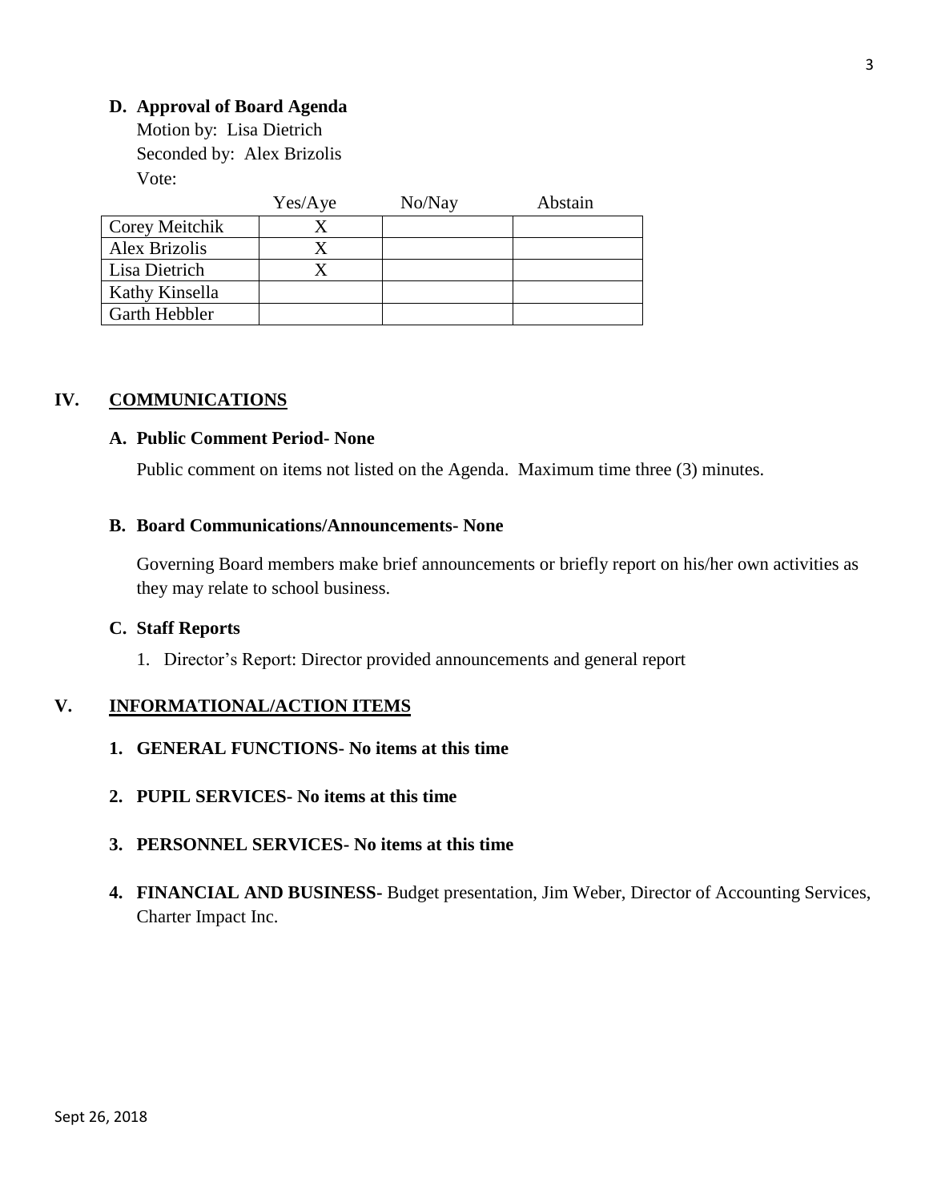**D. Approval of Board Agenda**

Motion by: Lisa Dietrich

Seconded by: Alex Brizolis

Vote:

| | Yes/Aye | No/Nay | Abstain |
|---|---|---|---|
| Corey Meitchik | X | | |
| Alex Brizolis | X | | |
| Lisa Dietrich | X | | |
| Kathy Kinsella | | | |
| Garth Hebbler | | | |

## IV. COMMUNICATIONS

**A. Public Comment Period- None**

Public comment on items not listed on the Agenda. Maximum time three (3) minutes.

**B. Board Communications/Announcements- None**

Governing Board members make brief announcements or briefly report on his/her own activities as they may relate to school business.

**C. Staff Reports**

1. Director's Report: Director provided announcements and general report

## V. INFORMATIONAL/ACTION ITEMS

1. **GENERAL FUNCTIONS- No items at this time**
2. **PUPIL SERVICES- No items at this time**
3. **PERSONNEL SERVICES- No items at this time**
4. **FINANCIAL AND BUSINESS-** Budget presentation, Jim Weber, Director of Accounting Services, Charter Impact Inc.

Sept 26, 2018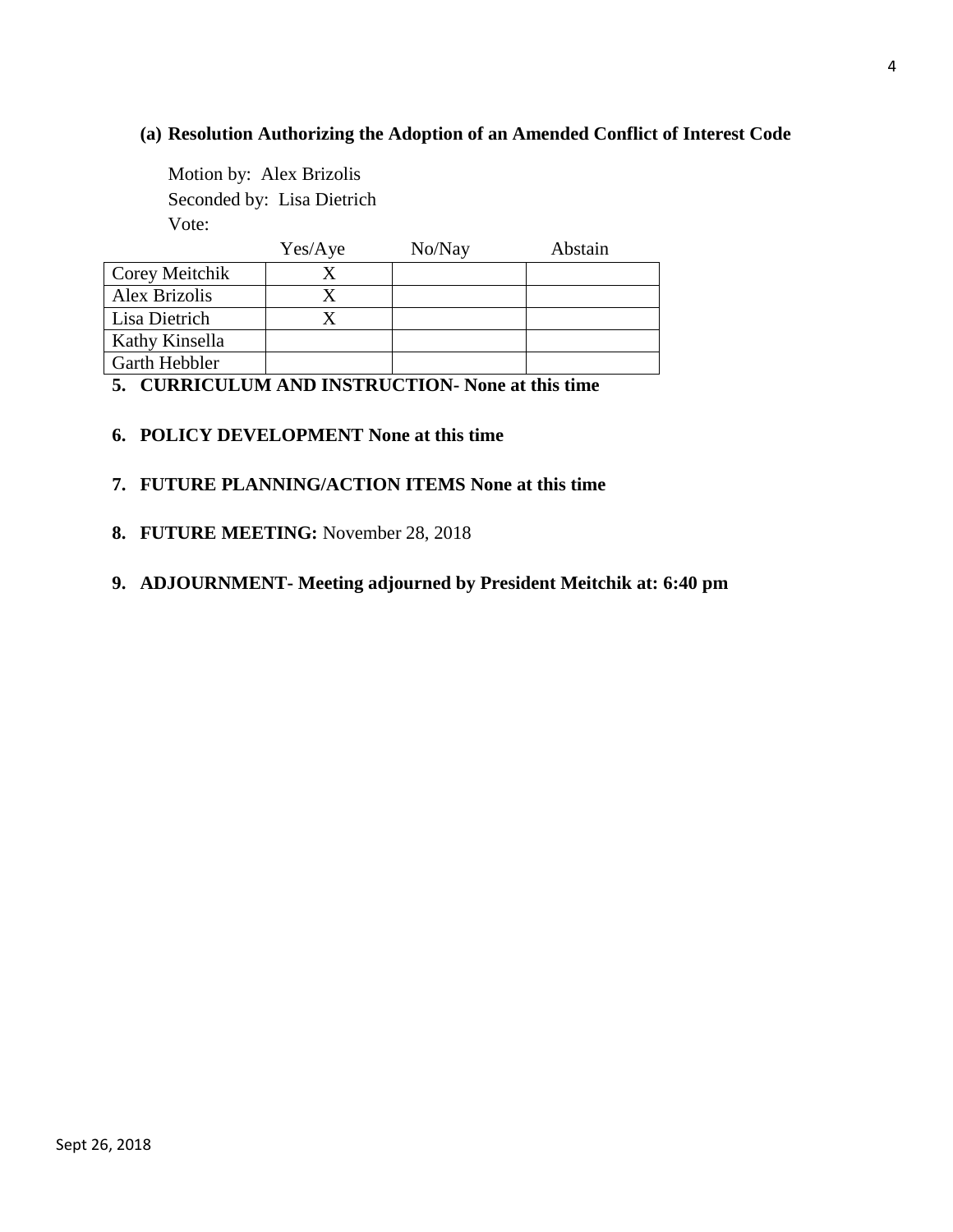**(a) Resolution Authorizing the Adoption of an Amended Conflict of Interest Code**

Motion by: Alex Brizolis
Seconded by: Lisa Dietrich
Vote:

| | Yes/Aye | No/Nay | Abstain |
|---|---|---|---|
| Corey Meitchik | X | | |
| Alex Brizolis | X | | |
| Lisa Dietrich | X | | |
| Kathy Kinsella | | | |
| Garth Hebbler | | | |

**5. CURRICULUM AND INSTRUCTION- None at this time**

**6. POLICY DEVELOPMENT None at this time**

**7. FUTURE PLANNING/ACTION ITEMS None at this time**

**8. FUTURE MEETING:** November 28, 2018

**9. ADJOURNMENT- Meeting adjourned by President Meitchik at: 6:40 pm**